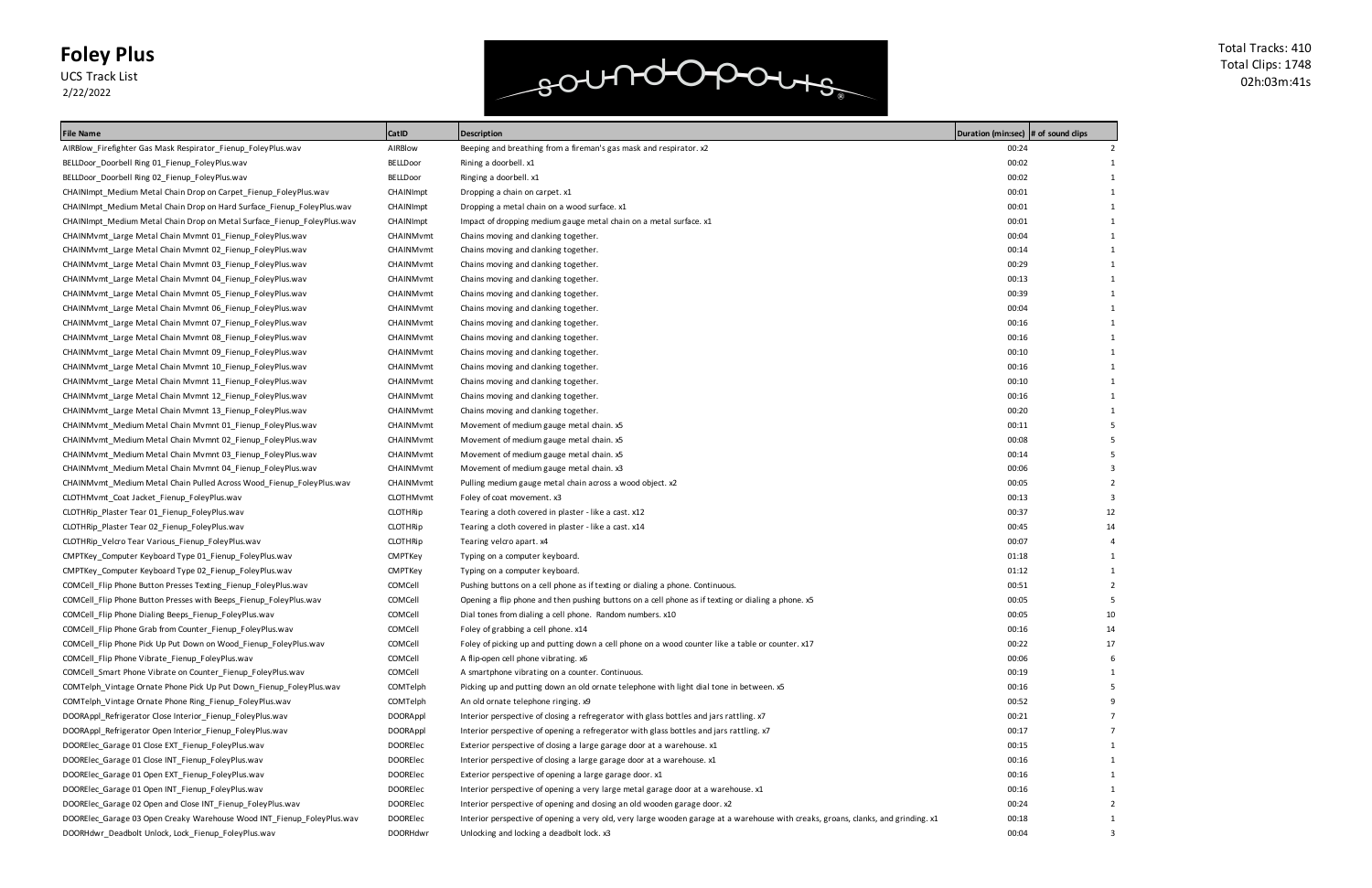# Foley Plus

UCS Track List
2/22/2022

Total Tracks: 410
Total Clips: 1748
02h:03m:41s

| File Name | CatID | Description | Duration (min:sec) | # of sound clips |
|---|---|---|---|---|
| AIRBlow_Firefighter Gas Mask Respirator_Fienup_FoleyPlus.wav | AIRBlow | Beeping and breathing from a fireman's gas mask and respirator. x2 | 00:24 | 2 |
| BELLDoor_Doorbell Ring 01_Fienup_FoleyPlus.wav | BELLDoor | Rining a doorbell. x1 | 00:02 | 1 |
| BELLDoor_Doorbell Ring 02_Fienup_FoleyPlus.wav | BELLDoor | Ringing a doorbell. x1 | 00:02 | 1 |
| CHAINImpt_Medium Metal Chain Drop on Carpet_Fienup_FoleyPlus.wav | CHAINImpt | Dropping a chain on carpet. x1 | 00:01 | 1 |
| CHAINImpt_Medium Metal Chain Drop on Hard Surface_Fienup_FoleyPlus.wav | CHAINImpt | Dropping a metal chain on a wood surface. x1 | 00:01 | 1 |
| CHAINImpt_Medium Metal Chain Drop on Metal Surface_Fienup_FoleyPlus.wav | CHAINImpt | Impact of dropping medium gauge metal chain on a metal surface. x1 | 00:01 | 1 |
| CHAINMvmt_Large Metal Chain Mvmnt 01_Fienup_FoleyPlus.wav | CHAINMvmt | Chains moving and clanking together. | 00:04 | 1 |
| CHAINMvmt_Large Metal Chain Mvmnt 02_Fienup_FoleyPlus.wav | CHAINMvmt | Chains moving and clanking together. | 00:14 | 1 |
| CHAINMvmt_Large Metal Chain Mvmnt 03_Fienup_FoleyPlus.wav | CHAINMvmt | Chains moving and clanking together. | 00:29 | 1 |
| CHAINMvmt_Large Metal Chain Mvmnt 04_Fienup_FoleyPlus.wav | CHAINMvmt | Chains moving and clanking together. | 00:13 | 1 |
| CHAINMvmt_Large Metal Chain Mvmnt 05_Fienup_FoleyPlus.wav | CHAINMvmt | Chains moving and clanking together. | 00:39 | 1 |
| CHAINMvmt_Large Metal Chain Mvmnt 06_Fienup_FoleyPlus.wav | CHAINMvmt | Chains moving and clanking together. | 00:04 | 1 |
| CHAINMvmt_Large Metal Chain Mvmnt 07_Fienup_FoleyPlus.wav | CHAINMvmt | Chains moving and clanking together. | 00:16 | 1 |
| CHAINMvmt_Large Metal Chain Mvmnt 08_Fienup_FoleyPlus.wav | CHAINMvmt | Chains moving and clanking together. | 00:16 | 1 |
| CHAINMvmt_Large Metal Chain Mvmnt 09_Fienup_FoleyPlus.wav | CHAINMvmt | Chains moving and clanking together. | 00:10 | 1 |
| CHAINMvmt_Large Metal Chain Mvmnt 10_Fienup_FoleyPlus.wav | CHAINMvmt | Chains moving and clanking together. | 00:16 | 1 |
| CHAINMvmt_Large Metal Chain Mvmnt 11_Fienup_FoleyPlus.wav | CHAINMvmt | Chains moving and clanking together. | 00:10 | 1 |
| CHAINMvmt_Large Metal Chain Mvmnt 12_Fienup_FoleyPlus.wav | CHAINMvmt | Chains moving and clanking together. | 00:16 | 1 |
| CHAINMvmt_Large Metal Chain Mvmnt 13_Fienup_FoleyPlus.wav | CHAINMvmt | Chains moving and clanking together. | 00:20 | 1 |
| CHAINMvmt_Medium Metal Chain Mvmnt 01_Fienup_FoleyPlus.wav | CHAINMvmt | Movement of medium gauge metal chain. x5 | 00:11 | 5 |
| CHAINMvmt_Medium Metal Chain Mvmnt 02_Fienup_FoleyPlus.wav | CHAINMvmt | Movement of medium gauge metal chain. x5 | 00:08 | 5 |
| CHAINMvmt_Medium Metal Chain Mvmnt 03_Fienup_FoleyPlus.wav | CHAINMvmt | Movement of medium gauge metal chain. x5 | 00:14 | 5 |
| CHAINMvmt_Medium Metal Chain Mvmnt 04_Fienup_FoleyPlus.wav | CHAINMvmt | Movement of medium gauge metal chain. x3 | 00:06 | 3 |
| CHAINMvmt_Medium Metal Chain Pulled Across Wood_Fienup_FoleyPlus.wav | CHAINMvmt | Pulling medium gauge metal chain across a wood object. x2 | 00:05 | 2 |
| CLOTHMvmt_Coat Jacket_Fienup_FoleyPlus.wav | CLOTHMvmt | Foley of coat movement. x3 | 00:13 | 3 |
| CLOTHRip_Plaster Tear 01_Fienup_FoleyPlus.wav | CLOTHRip | Tearing a cloth covered in plaster - like a cast. x12 | 00:37 | 12 |
| CLOTHRip_Plaster Tear 02_Fienup_FoleyPlus.wav | CLOTHRip | Tearing a cloth covered in plaster - like a cast. x14 | 00:45 | 14 |
| CLOTHRip_Velcro Tear Various_Fienup_FoleyPlus.wav | CLOTHRip | Tearing velcro apart. x4 | 00:07 | 4 |
| CMPTKey_Computer Keyboard Type 01_Fienup_FoleyPlus.wav | CMPTKey | Typing on a computer keyboard. | 01:18 | 1 |
| CMPTKey_Computer Keyboard Type 02_Fienup_FoleyPlus.wav | CMPTKey | Typing on a computer keyboard. | 01:12 | 1 |
| COMCell_Flip Phone Button Presses Texting_Fienup_FoleyPlus.wav | COMCell | Pushing buttons on a cell phone as if texting or dialing a phone. Continuous. | 00:51 | 2 |
| COMCell_Flip Phone Button Presses with Beeps_Fienup_FoleyPlus.wav | COMCell | Opening a flip phone and then pushing buttons on a cell phone as if texting or dialing a phone. x5 | 00:05 | 5 |
| COMCell_Flip Phone Dialing Beeps_Fienup_FoleyPlus.wav | COMCell | Dial tones from dialing a cell phone. Random numbers. x10 | 00:05 | 10 |
| COMCell_Flip Phone Grab from Counter_Fienup_FoleyPlus.wav | COMCell | Foley of grabbing a cell phone. x14 | 00:16 | 14 |
| COMCell_Flip Phone Pick Up Put Down on Wood_Fienup_FoleyPlus.wav | COMCell | Foley of picking up and putting down a cell phone on a wood counter like a table or counter. x17 | 00:22 | 17 |
| COMCell_Flip Phone Vibrate_Fienup_FoleyPlus.wav | COMCell | A flip-open cell phone vibrating. x6 | 00:06 | 6 |
| COMCell_Smart Phone Vibrate on Counter_Fienup_FoleyPlus.wav | COMCell | A smartphone vibrating on a counter. Continuous. | 00:19 | 1 |
| COMTelph_Vintage Ornate Phone Pick Up Put Down_Fienup_FoleyPlus.wav | COMTelph | Picking up and putting down an old ornate telephone with light dial tone in between. x5 | 00:16 | 5 |
| COMTelph_Vintage Ornate Phone Ring_Fienup_FoleyPlus.wav | COMTelph | An old ornate telephone ringing. x9 | 00:52 | 9 |
| DOORAppl_Refrigerator Close Interior_Fienup_FoleyPlus.wav | DOORAppl | Interior perspective of closing a refregerator with glass bottles and jars rattling. x7 | 00:21 | 7 |
| DOORAppl_Refrigerator Open Interior_Fienup_FoleyPlus.wav | DOORAppl | Interior perspective of opening a refregerator with glass bottles and jars rattling. x7 | 00:17 | 7 |
| DOORElec_Garage 01 Close EXT_Fienup_FoleyPlus.wav | DOORElec | Exterior perspective of closing a large garage door at a warehouse. x1 | 00:15 | 1 |
| DOORElec_Garage 01 Close INT_Fienup_FoleyPlus.wav | DOORElec | Interior perspective of closing a large garage door at a warehouse. x1 | 00:16 | 1 |
| DOORElec_Garage 01 Open EXT_Fienup_FoleyPlus.wav | DOORElec | Exterior perspective of opening a large garage door. x1 | 00:16 | 1 |
| DOORElec_Garage 01 Open INT_Fienup_FoleyPlus.wav | DOORElec | Interior perspective of opening a very large metal garage door at a warehouse. x1 | 00:16 | 1 |
| DOORElec_Garage 02 Open and Close INT_Fienup_FoleyPlus.wav | DOORElec | Interior perspective of opening and closing an old wooden garage door. x2 | 00:24 | 2 |
| DOORElec_Garage 03 Open Creaky Warehouse Wood INT_Fienup_FoleyPlus.wav | DOORElec | Interior perspective of opening a very old, very large wooden garage at a warehouse with creaks, groans, clanks, and grinding. x1 | 00:18 | 1 |
| DOORHdwr_Deadbolt Unlock, Lock_Fienup_FoleyPlus.wav | DOORHdwr | Unlocking and locking a deadbolt lock. x3 | 00:04 | 3 |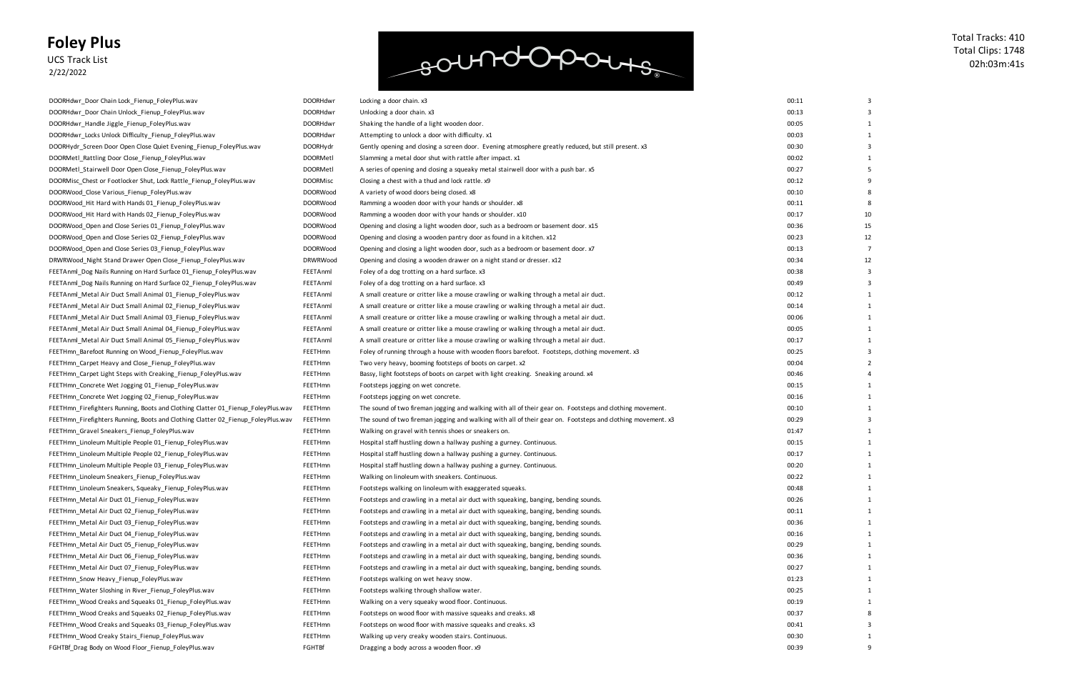# Foley Plus

UCS Track List
2/22/2022

Total Tracks: 410
Total Clips: 1748
02h:03m:41s

| | | | | |
|---|---|---|---|---|
| DOORHdwr_Door Chain Lock_Fienup_FoleyPlus.wav | DOORHdwr | Locking a door chain. x3 | 00:11 | 3 |
| DOORHdwr_Door Chain Unlock_Fienup_FoleyPlus.wav | DOORHdwr | Unlocking a door chain. x3 | 00:13 | 3 |
| DOORHdwr_Handle Jiggle_Fienup_FoleyPlus.wav | DOORHdwr | Shaking the handle of a light wooden door. | 00:05 | 1 |
| DOORHdwr_Locks Unlock Difficulty_Fienup_FoleyPlus.wav | DOORHdwr | Attempting to unlock a door with difficulty. x1 | 00:03 | 1 |
| DOORHydr_Screen Door Open Close Quiet Evening_Fienup_FoleyPlus.wav | DOORHydr | Gently opening and closing a screen door. Evening atmosphere greatly reduced, but still present. x3 | 00:30 | 3 |
| DOORMetl_Rattling Door Close_Fienup_FoleyPlus.wav | DOORMetl | Slamming a metal door shut with rattle after impact. x1 | 00:02 | 1 |
| DOORMetl_Stairwell Door Open Close_Fienup_FoleyPlus.wav | DOORMetl | A series of opening and closing a squeaky metal stairwell door with a push bar. x5 | 00:27 | 5 |
| DOORMisc_Chest or Footlocker Shut, Lock Rattle_Fienup_FoleyPlus.wav | DOORMisc | Closing a chest with a thud and lock rattle. x9 | 00:12 | 9 |
| DOORWood_Close Various_Fienup_FoleyPlus.wav | DOORWood | A variety of wood doors being closed. x8 | 00:10 | 8 |
| DOORWood_Hit Hard with Hands 01_Fienup_FoleyPlus.wav | DOORWood | Ramming a wooden door with your hands or shoulder. x8 | 00:11 | 8 |
| DOORWood_Hit Hard with Hands 02_Fienup_FoleyPlus.wav | DOORWood | Ramming a wooden door with your hands or shoulder. x10 | 00:17 | 10 |
| DOORWood_Open and Close Series 01_Fienup_FoleyPlus.wav | DOORWood | Opening and closing a light wooden door, such as a bedroom or basement door. x15 | 00:36 | 15 |
| DOORWood_Open and Close Series 02_Fienup_FoleyPlus.wav | DOORWood | Opening and closing a wooden pantry door as found in a kitchen. x12 | 00:23 | 12 |
| DOORWood_Open and Close Series 03_Fienup_FoleyPlus.wav | DOORWood | Opening and closing a light wooden door, such as a bedroom or basement door. x7 | 00:13 | 7 |
| DRWRWood_Night Stand Drawer Open Close_Fienup_FoleyPlus.wav | DRWRWood | Opening and closing a wooden drawer on a night stand or dresser. x12 | 00:34 | 12 |
| FEETAnml_Dog Nails Running on Hard Surface 01_Fienup_FoleyPlus.wav | FEETAnml | Foley of a dog trotting on a hard surface. x3 | 00:38 | 3 |
| FEETAnml_Dog Nails Running on Hard Surface 02_Fienup_FoleyPlus.wav | FEETAnml | Foley of a dog trotting on a hard surface. x3 | 00:49 | 3 |
| FEETAnml_Metal Air Duct Small Animal 01_Fienup_FoleyPlus.wav | FEETAnml | A small creature or critter like a mouse crawling or walking through a metal air duct. | 00:12 | 1 |
| FEETAnml_Metal Air Duct Small Animal 02_Fienup_FoleyPlus.wav | FEETAnml | A small creature or critter like a mouse crawling or walking through a metal air duct. | 00:14 | 1 |
| FEETAnml_Metal Air Duct Small Animal 03_Fienup_FoleyPlus.wav | FEETAnml | A small creature or critter like a mouse crawling or walking through a metal air duct. | 00:06 | 1 |
| FEETAnml_Metal Air Duct Small Animal 04_Fienup_FoleyPlus.wav | FEETAnml | A small creature or critter like a mouse crawling or walking through a metal air duct. | 00:05 | 1 |
| FEETAnml_Metal Air Duct Small Animal 05_Fienup_FoleyPlus.wav | FEETAnml | A small creature or critter like a mouse crawling or walking through a metal air duct. | 00:17 | 1 |
| FEETHmn_Barefoot Running on Wood_Fienup_FoleyPlus.wav | FEETHmn | Foley of running through a house with wooden floors barefoot. Footsteps, clothing movement. x3 | 00:25 | 3 |
| FEETHmn_Carpet Heavy and Close_Fienup_FoleyPlus.wav | FEETHmn | Two very heavy, booming footsteps of boots on carpet. x2 | 00:04 | 2 |
| FEETHmn_Carpet Light Steps with Creaking_Fienup_FoleyPlus.wav | FEETHmn | Bassy, light footsteps of boots on carpet with light creaking. Sneaking around. x4 | 00:46 | 4 |
| FEETHmn_Concrete Wet Jogging 01_Fienup_FoleyPlus.wav | FEETHmn | Footsteps jogging on wet concrete. | 00:15 | 1 |
| FEETHmn_Concrete Wet Jogging 02_Fienup_FoleyPlus.wav | FEETHmn | Footsteps jogging on wet concrete. | 00:16 | 1 |
| FEETHmn_Firefighters Running, Boots and Clothing Clatter 01_Fienup_FoleyPlus.wav | FEETHmn | The sound of two fireman jogging and walking with all of their gear on. Footsteps and clothing movement. | 00:10 | 1 |
| FEETHmn_Firefighters Running, Boots and Clothing Clatter 02_Fienup_FoleyPlus.wav | FEETHmn | The sound of two fireman jogging and walking with all of their gear on. Footsteps and clothing movement. x3 | 00:29 | 3 |
| FEETHmn_Gravel Sneakers_Fienup_FoleyPlus.wav | FEETHmn | Walking on gravel with tennis shoes or sneakers on. | 01:47 | 1 |
| FEETHmn_Linoleum Multiple People 01_Fienup_FoleyPlus.wav | FEETHmn | Hospital staff hustling down a hallway pushing a gurney. Continuous. | 00:15 | 1 |
| FEETHmn_Linoleum Multiple People 02_Fienup_FoleyPlus.wav | FEETHmn | Hospital staff hustling down a hallway pushing a gurney. Continuous. | 00:17 | 1 |
| FEETHmn_Linoleum Multiple People 03_Fienup_FoleyPlus.wav | FEETHmn | Hospital staff hustling down a hallway pushing a gurney. Continuous. | 00:20 | 1 |
| FEETHmn_Linoleum Sneakers_Fienup_FoleyPlus.wav | FEETHmn | Walking on linoleum with sneakers. Continuous. | 00:22 | 1 |
| FEETHmn_Linoleum Sneakers, Squeaky_Fienup_FoleyPlus.wav | FEETHmn | Footsteps walking on linoleum with exaggerated squeaks. | 00:48 | 1 |
| FEETHmn_Metal Air Duct 01_Fienup_FoleyPlus.wav | FEETHmn | Footsteps and crawling in a metal air duct with squeaking, banging, bending sounds. | 00:26 | 1 |
| FEETHmn_Metal Air Duct 02_Fienup_FoleyPlus.wav | FEETHmn | Footsteps and crawling in a metal air duct with squeaking, banging, bending sounds. | 00:11 | 1 |
| FEETHmn_Metal Air Duct 03_Fienup_FoleyPlus.wav | FEETHmn | Footsteps and crawling in a metal air duct with squeaking, banging, bending sounds. | 00:36 | 1 |
| FEETHmn_Metal Air Duct 04_Fienup_FoleyPlus.wav | FEETHmn | Footsteps and crawling in a metal air duct with squeaking, banging, bending sounds. | 00:16 | 1 |
| FEETHmn_Metal Air Duct 05_Fienup_FoleyPlus.wav | FEETHmn | Footsteps and crawling in a metal air duct with squeaking, banging, bending sounds. | 00:29 | 1 |
| FEETHmn_Metal Air Duct 06_Fienup_FoleyPlus.wav | FEETHmn | Footsteps and crawling in a metal air duct with squeaking, banging, bending sounds. | 00:36 | 1 |
| FEETHmn_Metal Air Duct 07_Fienup_FoleyPlus.wav | FEETHmn | Footsteps and crawling in a metal air duct with squeaking, banging, bending sounds. | 00:27 | 1 |
| FEETHmn_Snow Heavy_Fienup_FoleyPlus.wav | FEETHmn | Footsteps walking on wet heavy snow. | 01:23 | 1 |
| FEETHmn_Water Sloshing in River_Fienup_FoleyPlus.wav | FEETHmn | Footsteps walking through shallow water. | 00:25 | 1 |
| FEETHmn_Wood Creaks and Squeaks 01_Fienup_FoleyPlus.wav | FEETHmn | Walking on a very squeaky wood floor. Continuous. | 00:19 | 1 |
| FEETHmn_Wood Creaks and Squeaks 02_Fienup_FoleyPlus.wav | FEETHmn | Footsteps on wood floor with massive squeaks and creaks. x8 | 00:37 | 8 |
| FEETHmn_Wood Creaks and Squeaks 03_Fienup_FoleyPlus.wav | FEETHmn | Footsteps on wood floor with massive squeaks and creaks. x3 | 00:41 | 3 |
| FEETHmn_Wood Creaky Stairs_Fienup_FoleyPlus.wav | FEETHmn | Walking up very creaky wooden stairs. Continuous. | 00:30 | 1 |
| FGHTBf_Drag Body on Wood Floor_Fienup_FoleyPlus.wav | FGHTBf | Dragging a body across a wooden floor. x9 | 00:39 | 9 |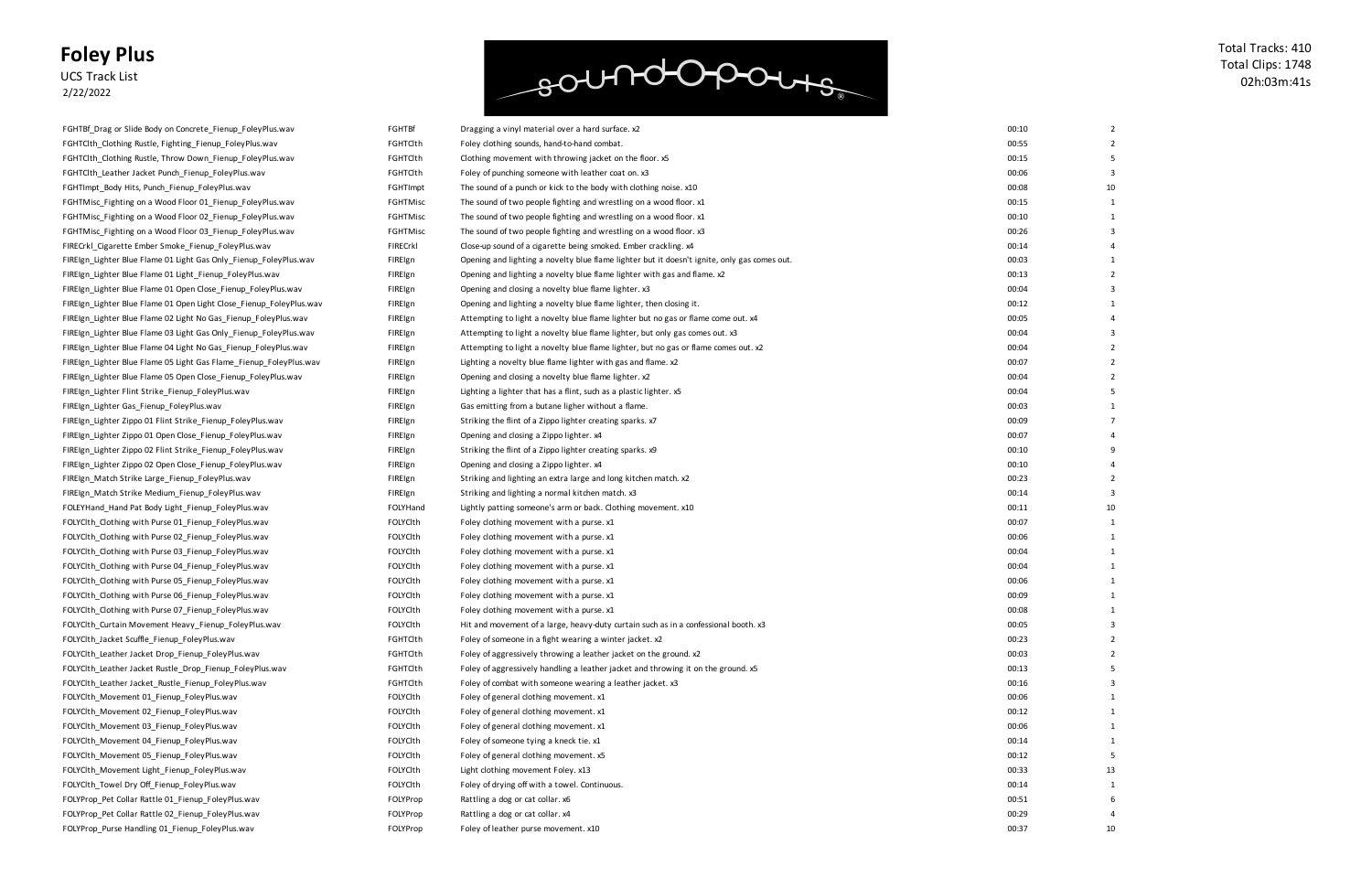# Foley Plus

UCS Track List
2/22/2022

Total Tracks: 410
Total Clips: 1748
02h:03m:41s

| | | | | |
|---|---|---|---|---|
| FGHTBf_Drag or Slide Body on Concrete_Fienup_FoleyPlus.wav | FGHTBf | Dragging a vinyl material over a hard surface. x2 | 00:10 | 2 |
| FGHTClth_Clothing Rustle, Fighting_Fienup_FoleyPlus.wav | FGHTClth | Foley clothing sounds, hand-to-hand combat. | 00:55 | 2 |
| FGHTClth_Clothing Rustle, Throw Down_Fienup_FoleyPlus.wav | FGHTClth | Clothing movement with throwing jacket on the floor. x5 | 00:15 | 5 |
| FGHTClth_Leather Jacket Punch_Fienup_FoleyPlus.wav | FGHTClth | Foley of punching someone with leather coat on. x3 | 00:06 | 3 |
| FGHTImpt_Body Hits, Punch_Fienup_FoleyPlus.wav | FGHTImpt | The sound of a punch or kick to the body with clothing noise. x10 | 00:08 | 10 |
| FGHTMisc_Fighting on a Wood Floor 01_Fienup_FoleyPlus.wav | FGHTMisc | The sound of two people fighting and wrestling on a wood floor. x1 | 00:15 | 1 |
| FGHTMisc_Fighting on a Wood Floor 02_Fienup_FoleyPlus.wav | FGHTMisc | The sound of two people fighting and wrestling on a wood floor. x1 | 00:10 | 1 |
| FGHTMisc_Fighting on a Wood Floor 03_Fienup_FoleyPlus.wav | FGHTMisc | The sound of two people fighting and wrestling on a wood floor. x3 | 00:26 | 3 |
| FIRECrkl_Cigarette Ember Smoke_Fienup_FoleyPlus.wav | FIRECrkl | Close-up sound of a cigarette being smoked. Ember crackling. x4 | 00:14 | 4 |
| FIREIgn_Lighter Blue Flame 01 Light Gas Only_Fienup_FoleyPlus.wav | FIREIgn | Opening and lighting a novelty blue flame lighter but it doesn't ignite, only gas comes out. | 00:03 | 1 |
| FIREIgn_Lighter Blue Flame 01 Light_Fienup_FoleyPlus.wav | FIREIgn | Opening and lighting a novelty blue flame lighter with gas and flame. x2 | 00:13 | 2 |
| FIREIgn_Lighter Blue Flame 01 Open Close_Fienup_FoleyPlus.wav | FIREIgn | Opening and closing a novelty blue flame lighter. x3 | 00:04 | 3 |
| FIREIgn_Lighter Blue Flame 01 Open Light Close_Fienup_FoleyPlus.wav | FIREIgn | Opening and lighting a novelty blue flame lighter, then closing it. | 00:12 | 1 |
| FIREIgn_Lighter Blue Flame 02 Light No Gas_Fienup_FoleyPlus.wav | FIREIgn | Attempting to light a novelty blue flame lighter but no gas or flame come out. x4 | 00:05 | 4 |
| FIREIgn_Lighter Blue Flame 03 Light Gas Only_Fienup_FoleyPlus.wav | FIREIgn | Attempting to light a novelty blue flame lighter, but only gas comes out. x3 | 00:04 | 3 |
| FIREIgn_Lighter Blue Flame 04 Light No Gas_Fienup_FoleyPlus.wav | FIREIgn | Attempting to light a novelty blue flame lighter, but no gas or flame comes out. x2 | 00:04 | 2 |
| FIREIgn_Lighter Blue Flame 05 Light Gas Flame_Fienup_FoleyPlus.wav | FIREIgn | Lighting a novelty blue flame lighter with gas and flame. x2 | 00:07 | 2 |
| FIREIgn_Lighter Blue Flame 05 Open Close_Fienup_FoleyPlus.wav | FIREIgn | Opening and closing a novelty blue flame lighter. x2 | 00:04 | 2 |
| FIREIgn_Lighter Flint Strike_Fienup_FoleyPlus.wav | FIREIgn | Lighting a lighter that has a flint, such as a plastic lighter. x5 | 00:04 | 5 |
| FIREIgn_Lighter Gas_Fienup_FoleyPlus.wav | FIREIgn | Gas emitting from a butane ligher without a flame. | 00:03 | 1 |
| FIREIgn_Lighter Zippo 01 Flint Strike_Fienup_FoleyPlus.wav | FIREIgn | Striking the flint of a Zippo lighter creating sparks. x7 | 00:09 | 7 |
| FIREIgn_Lighter Zippo 01 Open Close_Fienup_FoleyPlus.wav | FIREIgn | Opening and closing a Zippo lighter. x4 | 00:07 | 4 |
| FIREIgn_Lighter Zippo 02 Flint Strike_Fienup_FoleyPlus.wav | FIREIgn | Striking the flint of a Zippo lighter creating sparks. x9 | 00:10 | 9 |
| FIREIgn_Lighter Zippo 02 Open Close_Fienup_FoleyPlus.wav | FIREIgn | Opening and closing a Zippo lighter. x4 | 00:10 | 4 |
| FIREIgn_Match Strike Large_Fienup_FoleyPlus.wav | FIREIgn | Striking and lighting an extra large and long kitchen match. x2 | 00:23 | 2 |
| FIREIgn_Match Strike Medium_Fienup_FoleyPlus.wav | FIREIgn | Striking and lighting a normal kitchen match. x3 | 00:14 | 3 |
| FOLEYHand_Hand Pat Body Light_Fienup_FoleyPlus.wav | FOLYHand | Lightly patting someone's arm or back. Clothing movement. x10 | 00:11 | 10 |
| FOLYClth_Clothing with Purse 01_Fienup_FoleyPlus.wav | FOLYClth | Foley clothing movement with a purse. x1 | 00:07 | 1 |
| FOLYClth_Clothing with Purse 02_Fienup_FoleyPlus.wav | FOLYClth | Foley clothing movement with a purse. x1 | 00:06 | 1 |
| FOLYClth_Clothing with Purse 03_Fienup_FoleyPlus.wav | FOLYClth | Foley clothing movement with a purse. x1 | 00:04 | 1 |
| FOLYClth_Clothing with Purse 04_Fienup_FoleyPlus.wav | FOLYClth | Foley clothing movement with a purse. x1 | 00:04 | 1 |
| FOLYClth_Clothing with Purse 05_Fienup_FoleyPlus.wav | FOLYClth | Foley clothing movement with a purse. x1 | 00:06 | 1 |
| FOLYClth_Clothing with Purse 06_Fienup_FoleyPlus.wav | FOLYClth | Foley clothing movement with a purse. x1 | 00:09 | 1 |
| FOLYClth_Clothing with Purse 07_Fienup_FoleyPlus.wav | FOLYClth | Foley clothing movement with a purse. x1 | 00:08 | 1 |
| FOLYClth_Curtain Movement Heavy_Fienup_FoleyPlus.wav | FOLYClth | Hit and movement of a large, heavy-duty curtain such as in a confessional booth. x3 | 00:05 | 3 |
| FOLYClth_Jacket Scuffle_Fienup_FoleyPlus.wav | FGHTClth | Foley of someone in a fight wearing a winter jacket. x2 | 00:23 | 2 |
| FOLYClth_Leather Jacket Drop_Fienup_FoleyPlus.wav | FGHTClth | Foley of aggressively throwing a leather jacket on the ground. x2 | 00:03 | 2 |
| FOLYClth_Leather Jacket Rustle_Drop_Fienup_FoleyPlus.wav | FGHTClth | Foley of aggressively handling a leather jacket and throwing it on the ground. x5 | 00:13 | 5 |
| FOLYClth_Leather Jacket_Rustle_Fienup_FoleyPlus.wav | FGHTClth | Foley of combat with someone wearing a leather jacket. x3 | 00:16 | 3 |
| FOLYClth_Movement 01_Fienup_FoleyPlus.wav | FOLYClth | Foley of general clothing movement. x1 | 00:06 | 1 |
| FOLYClth_Movement 02_Fienup_FoleyPlus.wav | FOLYClth | Foley of general clothing movement. x1 | 00:12 | 1 |
| FOLYClth_Movement 03_Fienup_FoleyPlus.wav | FOLYClth | Foley of general clothing movement. x1 | 00:06 | 1 |
| FOLYClth_Movement 04_Fienup_FoleyPlus.wav | FOLYClth | Foley of someone tying a kneck tie. x1 | 00:14 | 1 |
| FOLYClth_Movement 05_Fienup_FoleyPlus.wav | FOLYClth | Foley of general clothing movement. x5 | 00:12 | 5 |
| FOLYClth_Movement Light_Fienup_FoleyPlus.wav | FOLYClth | Light clothing movement Foley. x13 | 00:33 | 13 |
| FOLYClth_Towel Dry Off_Fienup_FoleyPlus.wav | FOLYClth | Foley of drying off with a towel. Continuous. | 00:14 | 1 |
| FOLYProp_Pet Collar Rattle 01_Fienup_FoleyPlus.wav | FOLYProp | Rattling a dog or cat collar. x6 | 00:51 | 6 |
| FOLYProp_Pet Collar Rattle 02_Fienup_FoleyPlus.wav | FOLYProp | Rattling a dog or cat collar. x4 | 00:29 | 4 |
| FOLYProp_Purse Handling 01_Fienup_FoleyPlus.wav | FOLYProp | Foley of leather purse movement. x10 | 00:37 | 10 |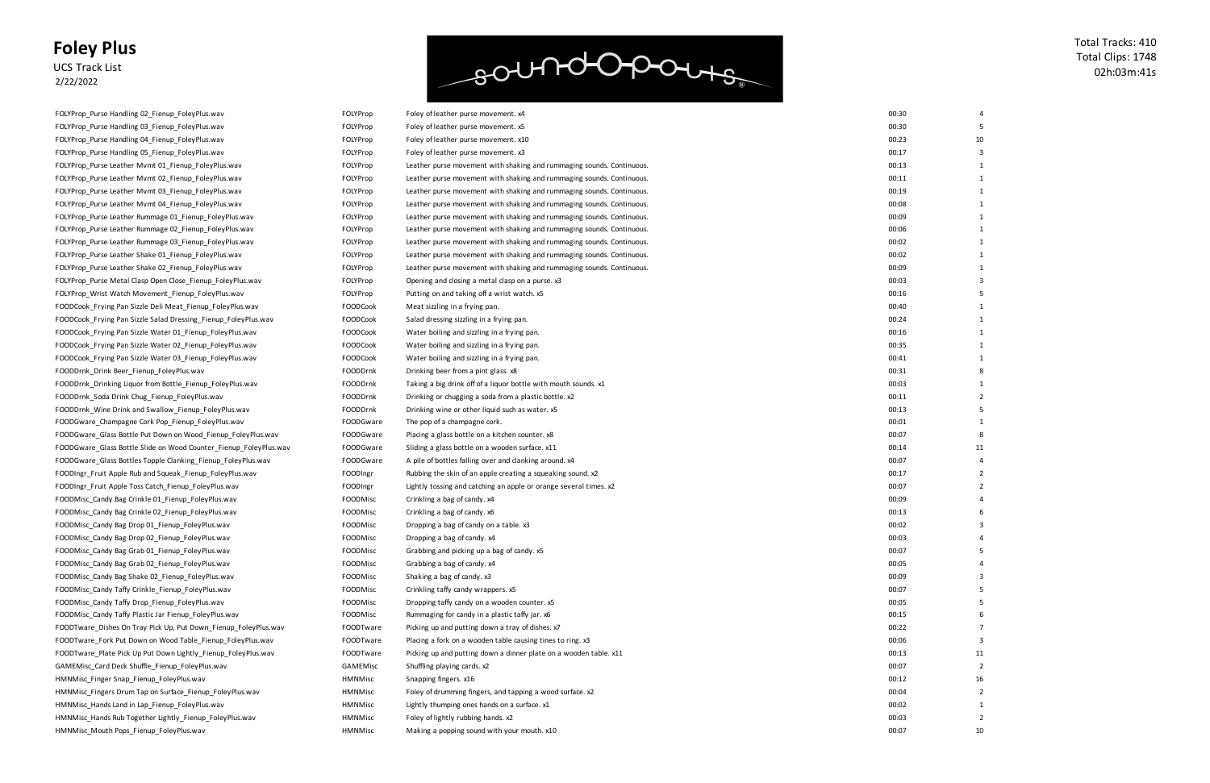# Foley Plus

UCS Track List
2/22/2022

Total Tracks: 410
Total Clips: 1748
02h:03m:41s

| | | | | |
|---|---|---|---|---|
| FOLYProp_Purse Handling 02_Fienup_FoleyPlus.wav | FOLYProp | Foley of leather purse movement. x4 | 00:30 | 4 |
| FOLYProp_Purse Handling 03_Fienup_FoleyPlus.wav | FOLYProp | Foley of leather purse movement. x5 | 00:30 | 5 |
| FOLYProp_Purse Handling 04_Fienup_FoleyPlus.wav | FOLYProp | Foley of leather purse movement. x10 | 00:23 | 10 |
| FOLYProp_Purse Handling 05_Fienup_FoleyPlus.wav | FOLYProp | Foley of leather purse movement. x3 | 00:17 | 3 |
| FOLYProp_Purse Leather Mvmt 01_Fienup_FoleyPlus.wav | FOLYProp | Leather purse movement with shaking and rummaging sounds. Continuous. | 00:13 | 1 |
| FOLYProp_Purse Leather Mvmt 02_Fienup_FoleyPlus.wav | FOLYProp | Leather purse movement with shaking and rummaging sounds. Continuous. | 00:11 | 1 |
| FOLYProp_Purse Leather Mvmt 03_Fienup_FoleyPlus.wav | FOLYProp | Leather purse movement with shaking and rummaging sounds. Continuous. | 00:19 | 1 |
| FOLYProp_Purse Leather Mvmt 04_Fienup_FoleyPlus.wav | FOLYProp | Leather purse movement with shaking and rummaging sounds. Continuous. | 00:08 | 1 |
| FOLYProp_Purse Leather Rummage 01_Fienup_FoleyPlus.wav | FOLYProp | Leather purse movement with shaking and rummaging sounds. Continuous. | 00:09 | 1 |
| FOLYProp_Purse Leather Rummage 02_Fienup_FoleyPlus.wav | FOLYProp | Leather purse movement with shaking and rummaging sounds. Continuous. | 00:06 | 1 |
| FOLYProp_Purse Leather Rummage 03_Fienup_FoleyPlus.wav | FOLYProp | Leather purse movement with shaking and rummaging sounds. Continuous. | 00:02 | 1 |
| FOLYProp_Purse Leather Shake 01_Fienup_FoleyPlus.wav | FOLYProp | Leather purse movement with shaking and rummaging sounds. Continuous. | 00:02 | 1 |
| FOLYProp_Purse Leather Shake 02_Fienup_FoleyPlus.wav | FOLYProp | Leather purse movement with shaking and rummaging sounds. Continuous. | 00:09 | 1 |
| FOLYProp_Purse Metal Clasp Open Close_Fienup_FoleyPlus.wav | FOLYProp | Opening and closing a metal clasp on a purse. x3 | 00:03 | 3 |
| FOLYProp_Wrist Watch Movement_Fienup_FoleyPlus.wav | FOLYProp | Putting on and taking off a wrist watch. x5 | 00:16 | 5 |
| FOODCook_Frying Pan Sizzle Deli Meat_Fienup_FoleyPlus.wav | FOODCook | Meat sizzling in a frying pan. | 00:40 | 1 |
| FOODCook_Frying Pan Sizzle Salad Dressing_Fienup_FoleyPlus.wav | FOODCook | Salad dressing sizzling in a frying pan. | 00:24 | 1 |
| FOODCook_Frying Pan Sizzle Water 01_Fienup_FoleyPlus.wav | FOODCook | Water boiling and sizzling in a frying pan. | 00:16 | 1 |
| FOODCook_Frying Pan Sizzle Water 02_Fienup_FoleyPlus.wav | FOODCook | Water boiling and sizzling in a frying pan. | 00:35 | 1 |
| FOODCook_Frying Pan Sizzle Water 03_Fienup_FoleyPlus.wav | FOODCook | Water boiling and sizzling in a frying pan. | 00:41 | 1 |
| FOODDrnk_Drink Beer_Fienup_FoleyPlus.wav | FOODDrnk | Drinking beer from a pint glass. x8 | 00:31 | 8 |
| FOODDrnk_Drinking Liquor from Bottle_Fienup_FoleyPlus.wav | FOODDrnk | Taking a big drink off of a liquor bottle with mouth sounds. x1 | 00:03 | 1 |
| FOODDrnk_Soda Drink Chug_Fienup_FoleyPlus.wav | FOODDrnk | Drinking or chugging a soda from a plastic bottle. x2 | 00:11 | 2 |
| FOODDrnk_Wine Drink and Swallow_Fienup_FoleyPlus.wav | FOODDrnk | Drinking wine or other liquid such as water. x5 | 00:13 | 5 |
| FOODGware_Champagne Cork Pop_Fienup_FoleyPlus.wav | FOODGware | The pop of a champagne cork. | 00:01 | 1 |
| FOODGware_Glass Bottle Put Down on Wood_Fienup_FoleyPlus.wav | FOODGware | Placing a glass bottle on a kitchen counter. x8 | 00:07 | 8 |
| FOODGware_Glass Bottle Slide on Wood Counter_Fienup_FoleyPlus.wav | FOODGware | Sliding a glass bottle on a wooden surface. x11 | 00:14 | 11 |
| FOODGware_Glass Bottles Topple Clanking_Fienup_FoleyPlus.wav | FOODGware | A pile of bottles falling over and clanking around. x4 | 00:07 | 4 |
| FOODIngr_Fruit Apple Rub and Squeak_Fienup_FoleyPlus.wav | FOODIngr | Rubbing the skin of an apple creating a squeaking sound. x2 | 00:17 | 2 |
| FOODIngr_Fruit Apple Toss Catch_Fienup_FoleyPlus.wav | FOODIngr | Lightly tossing and catching an apple or orange several times. x2 | 00:07 | 2 |
| FOODMisc_Candy Bag Crinkle 01_Fienup_FoleyPlus.wav | FOODMisc | Crinkling a bag of candy. x4 | 00:09 | 4 |
| FOODMisc_Candy Bag Crinkle 02_Fienup_FoleyPlus.wav | FOODMisc | Crinkling a bag of candy. x6 | 00:13 | 6 |
| FOODMisc_Candy Bag Drop 01_Fienup_FoleyPlus.wav | FOODMisc | Dropping a bag of candy on a table. x3 | 00:02 | 3 |
| FOODMisc_Candy Bag Drop 02_Fienup_FoleyPlus.wav | FOODMisc | Dropping a bag of candy. x4 | 00:03 | 4 |
| FOODMisc_Candy Bag Grab 01_Fienup_FoleyPlus.wav | FOODMisc | Grabbing and picking up a bag of candy. x5 | 00:07 | 5 |
| FOODMisc_Candy Bag Grab 02_Fienup_FoleyPlus.wav | FOODMisc | Grabbing a bag of candy. x4 | 00:05 | 4 |
| FOODMisc_Candy Bag Shake 02_Fienup_FoleyPlus.wav | FOODMisc | Shaking a bag of candy. x3 | 00:09 | 3 |
| FOODMisc_Candy Taffy Crinkle_Fienup_FoleyPlus.wav | FOODMisc | Crinkling taffy candy wrappers. x5 | 00:07 | 5 |
| FOODMisc_Candy Taffy Drop_Fienup_FoleyPlus.wav | FOODMisc | Dropping taffy candy on a wooden counter. x5 | 00:05 | 5 |
| FOODMisc_Candy Taffy Plastic Jar_Fienup_FoleyPlus.wav | FOODMisc | Rummaging for candy in a plastic taffy jar. x6 | 00:15 | 6 |
| FOODTware_Dishes On Tray Pick Up, Put Down_Fienup_FoleyPlus.wav | FOODTware | Picking up and putting down a tray of dishes. x7 | 00:22 | 7 |
| FOODTware_Fork Put Down on Wood Table_Fienup_FoleyPlus.wav | FOODTware | Placing a fork on a wooden table causing tines to ring. x3 | 00:06 | 3 |
| FOODTware_Plate Pick Up Put Down Lightly_Fienup_FoleyPlus.wav | FOODTware | Picking up and putting down a dinner plate on a wooden table. x11 | 00:13 | 11 |
| GAMEMisc_Card Deck Shuffle_Fienup_FoleyPlus.wav | GAMEMisc | Shuffling playing cards. x2 | 00:07 | 2 |
| HMNMisc_Finger Snap_Fienup_FoleyPlus.wav | HMNMisc | Snapping fingers. x16 | 00:12 | 16 |
| HMNMisc_Fingers Drum Tap on Surface_Fienup_FoleyPlus.wav | HMNMisc | Foley of drumming fingers, and tapping a wood surface. x2 | 00:04 | 2 |
| HMNMisc_Hands Land in Lap_Fienup_FoleyPlus.wav | HMNMisc | Lightly thumping ones hands on a surface. x1 | 00:02 | 1 |
| HMNMisc_Hands Rub Together Lightly_Fienup_FoleyPlus.wav | HMNMisc | Foley of lightly rubbing hands. x2 | 00:03 | 2 |
| HMNMisc_Mouth Pops_Fienup_FoleyPlus.wav | HMNMisc | Making a popping sound with your mouth. x10 | 00:07 | 10 |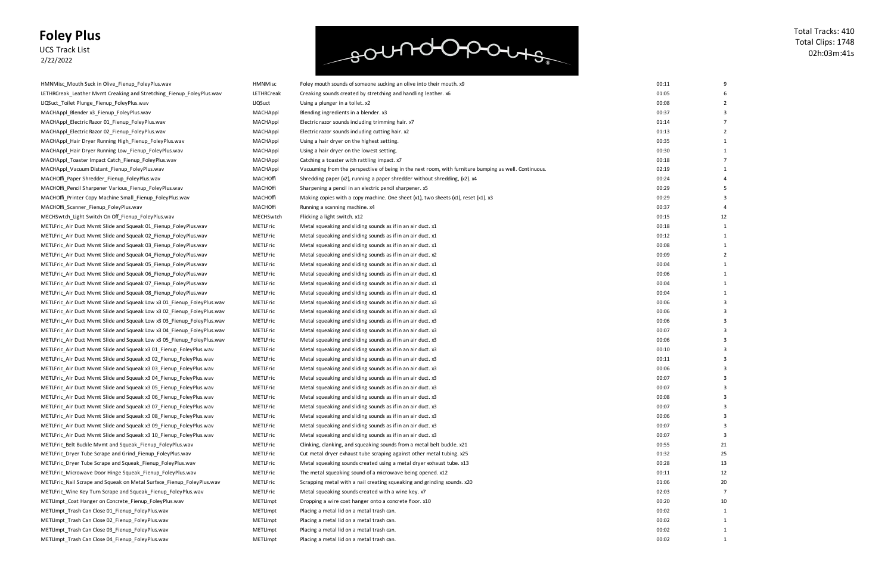# Foley Plus

UCS Track List
2/22/2022

Total Tracks: 410
Total Clips: 1748
02h:03m:41s

| | | | | |
|---|---|---|---|---|
| HMNMisc_Mouth Suck in Olive_Fienup_FoleyPlus.wav | HMNMisc | Foley mouth sounds of someone sucking an olive into their mouth. x9 | 00:11 | 9 |
| LETHRCreak_Leather Mvmt Creaking and Stretching_Fienup_FoleyPlus.wav | LETHRCreak | Creaking sounds created by stretching and handling leather. x6 | 01:05 | 6 |
| LIQSuct_Toilet Plunge_Fienup_FoleyPlus.wav | LIQSuct | Using a plunger in a toilet. x2 | 00:08 | 2 |
| MACHAppl_Blender x3_Fienup_FoleyPlus.wav | MACHAppl | Blending ingredients in a blender. x3 | 00:37 | 3 |
| MACHAppl_Electric Razor 01_Fienup_FoleyPlus.wav | MACHAppl | Electric razor sounds including trimming hair. x7 | 01:14 | 7 |
| MACHAppl_Electric Razor 02_Fienup_FoleyPlus.wav | MACHAppl | Electric razor sounds including cutting hair. x2 | 01:13 | 2 |
| MACHAppl_Hair Dryer Running High_Fienup_FoleyPlus.wav | MACHAppl | Using a hair dryer on the highest setting. | 00:35 | 1 |
| MACHAppl_Hair Dryer Running Low_Fienup_FoleyPlus.wav | MACHAppl | Using a hair dryer on the lowest setting. | 00:30 | 1 |
| MACHAppl_Toaster Impact Catch_Fienup_FoleyPlus.wav | MACHAppl | Catching a toaster with rattling impact. x7 | 00:18 | 7 |
| MACHAppl_Vacuum Distant_Fienup_FoleyPlus.wav | MACHAppl | Vacuuming from the perspective of being in the next room, with furniture bumping as well. Continuous. | 02:19 | 1 |
| MACHOffi_Paper Shredder_Fienup_FoleyPlus.wav | MACHOffi | Shredding paper (x2), running a paper shredder without shredding, (x2). x4 | 00:24 | 4 |
| MACHOffi_Pencil Sharpener Various_Fienup_FoleyPlus.wav | MACHOffi | Sharpening a pencil in an electric pencil sharpener. x5 | 00:29 | 5 |
| MACHOffi_Printer Copy Machine Small_Fienup_FoleyPlus.wav | MACHOffi | Making copies with a copy machine. One sheet (x1), two sheets (x1), reset (x1). x3 | 00:29 | 3 |
| MACHOffi_Scanner_Fienup_FoleyPlus.wav | MACHOffi | Running a scanning machine. x4 | 00:37 | 4 |
| MECHSwtch_Light Switch On Off_Fienup_FoleyPlus.wav | MECHSwtch | Flicking a light switch. x12 | 00:15 | 12 |
| METLFric_Air Duct Mvmt Slide and Squeak 01_Fienup_FoleyPlus.wav | METLFric | Metal squeaking and sliding sounds as if in an air duct. x1 | 00:18 | 1 |
| METLFric_Air Duct Mvmt Slide and Squeak 02_Fienup_FoleyPlus.wav | METLFric | Metal squeaking and sliding sounds as if in an air duct. x1 | 00:12 | 1 |
| METLFric_Air Duct Mvmt Slide and Squeak 03_Fienup_FoleyPlus.wav | METLFric | Metal squeaking and sliding sounds as if in an air duct. x1 | 00:08 | 1 |
| METLFric_Air Duct Mvmt Slide and Squeak 04_Fienup_FoleyPlus.wav | METLFric | Metal squeaking and sliding sounds as if in an air duct. x2 | 00:09 | 2 |
| METLFric_Air Duct Mvmt Slide and Squeak 05_Fienup_FoleyPlus.wav | METLFric | Metal squeaking and sliding sounds as if in an air duct. x1 | 00:04 | 1 |
| METLFric_Air Duct Mvmt Slide and Squeak 06_Fienup_FoleyPlus.wav | METLFric | Metal squeaking and sliding sounds as if in an air duct. x1 | 00:06 | 1 |
| METLFric_Air Duct Mvmt Slide and Squeak 07_Fienup_FoleyPlus.wav | METLFric | Metal squeaking and sliding sounds as if in an air duct. x1 | 00:04 | 1 |
| METLFric_Air Duct Mvmt Slide and Squeak 08_Fienup_FoleyPlus.wav | METLFric | Metal squeaking and sliding sounds as if in an air duct. x1 | 00:04 | 1 |
| METLFric_Air Duct Mvmt Slide and Squeak Low x3 01_Fienup_FoleyPlus.wav | METLFric | Metal squeaking and sliding sounds as if in an air duct. x3 | 00:06 | 3 |
| METLFric_Air Duct Mvmt Slide and Squeak Low x3 02_Fienup_FoleyPlus.wav | METLFric | Metal squeaking and sliding sounds as if in an air duct. x3 | 00:06 | 3 |
| METLFric_Air Duct Mvmt Slide and Squeak Low x3 03_Fienup_FoleyPlus.wav | METLFric | Metal squeaking and sliding sounds as if in an air duct. x3 | 00:06 | 3 |
| METLFric_Air Duct Mvmt Slide and Squeak Low x3 04_Fienup_FoleyPlus.wav | METLFric | Metal squeaking and sliding sounds as if in an air duct. x3 | 00:07 | 3 |
| METLFric_Air Duct Mvmt Slide and Squeak Low x3 05_Fienup_FoleyPlus.wav | METLFric | Metal squeaking and sliding sounds as if in an air duct. x3 | 00:06 | 3 |
| METLFric_Air Duct Mvmt Slide and Squeak x3 01_Fienup_FoleyPlus.wav | METLFric | Metal squeaking and sliding sounds as if in an air duct. x3 | 00:10 | 3 |
| METLFric_Air Duct Mvmt Slide and Squeak x3 02_Fienup_FoleyPlus.wav | METLFric | Metal squeaking and sliding sounds as if in an air duct. x3 | 00:11 | 3 |
| METLFric_Air Duct Mvmt Slide and Squeak x3 03_Fienup_FoleyPlus.wav | METLFric | Metal squeaking and sliding sounds as if in an air duct. x3 | 00:06 | 3 |
| METLFric_Air Duct Mvmt Slide and Squeak x3 04_Fienup_FoleyPlus.wav | METLFric | Metal squeaking and sliding sounds as if in an air duct. x3 | 00:07 | 3 |
| METLFric_Air Duct Mvmt Slide and Squeak x3 05_Fienup_FoleyPlus.wav | METLFric | Metal squeaking and sliding sounds as if in an air duct. x3 | 00:07 | 3 |
| METLFric_Air Duct Mvmt Slide and Squeak x3 06_Fienup_FoleyPlus.wav | METLFric | Metal squeaking and sliding sounds as if in an air duct. x3 | 00:08 | 3 |
| METLFric_Air Duct Mvmt Slide and Squeak x3 07_Fienup_FoleyPlus.wav | METLFric | Metal squeaking and sliding sounds as if in an air duct. x3 | 00:07 | 3 |
| METLFric_Air Duct Mvmt Slide and Squeak x3 08_Fienup_FoleyPlus.wav | METLFric | Metal squeaking and sliding sounds as if in an air duct. x3 | 00:06 | 3 |
| METLFric_Air Duct Mvmt Slide and Squeak x3 09_Fienup_FoleyPlus.wav | METLFric | Metal squeaking and sliding sounds as if in an air duct. x3 | 00:07 | 3 |
| METLFric_Air Duct Mvmt Slide and Squeak x3 10_Fienup_FoleyPlus.wav | METLFric | Metal squeaking and sliding sounds as if in an air duct. x3 | 00:07 | 3 |
| METLFric_Belt Buckle Mvmt and Squeak_Fienup_FoleyPlus.wav | METLFric | Clinking, clanking, and squeaking sounds from a metal belt buckle. x21 | 00:55 | 21 |
| METLFric_Dryer Tube Scrape and Grind_Fienup_FoleyPlus.wav | METLFric | Cut metal dryer exhaust tube scraping against other metal tubing. x25 | 01:32 | 25 |
| METLFric_Dryer Tube Scrape and Squeak_Fienup_FoleyPlus.wav | METLFric | Metal squeaking sounds created using a metal dryer exhaust tube. x13 | 00:28 | 13 |
| METLFric_Microwave Door Hinge Squeak_Fienup_FoleyPlus.wav | METLFric | The metal squeaking sound of a microwave being opened. x12 | 00:11 | 12 |
| METLFric_Nail Scrape and Squeak on Metal Surface_Fienup_FoleyPlus.wav | METLFric | Scrapping metal with a nail creating squeaking and grinding sounds. x20 | 01:06 | 20 |
| METLFric_Wine Key Turn Scrape and Squeak_Fienup_FoleyPlus.wav | METLFric | Metal squeaking sounds created with a wine key. x7 | 02:03 | 7 |
| METLImpt_Coat Hanger on Concrete_Fienup_FoleyPlus.wav | METLImpt | Dropping a wire coat hanger onto a concrete floor. x10 | 00:20 | 10 |
| METLImpt_Trash Can Close 01_Fienup_FoleyPlus.wav | METLImpt | Placing a metal lid on a metal trash can. | 00:02 | 1 |
| METLImpt_Trash Can Close 02_Fienup_FoleyPlus.wav | METLImpt | Placing a metal lid on a metal trash can. | 00:02 | 1 |
| METLImpt_Trash Can Close 03_Fienup_FoleyPlus.wav | METLImpt | Placing a metal lid on a metal trash can. | 00:02 | 1 |
| METLImpt_Trash Can Close 04_Fienup_FoleyPlus.wav | METLImpt | Placing a metal lid on a metal trash can. | 00:02 | 1 |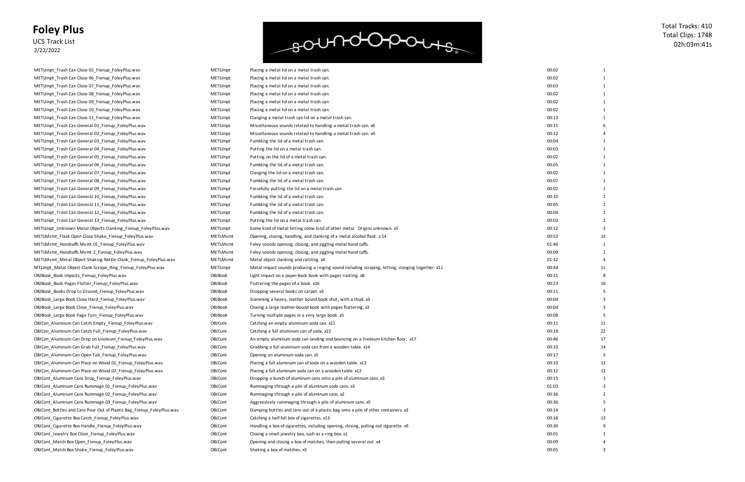# Foley Plus

UCS Track List
2/22/2022

Total Tracks: 410
Total Clips: 1748
02h:03m:41s

| | | | | |
|---|---|---|---|---|
| METLImpt_Trash Can Close 05_Fienup_FoleyPlus.wav | METLImpt | Placing a metal lid on a metal trash can. | 00:02 | 1 |
| METLImpt_Trash Can Close 06_Fienup_FoleyPlus.wav | METLImpt | Placing a metal lid on a metal trash can. | 00:02 | 1 |
| METLImpt_Trash Can Close 07_Fienup_FoleyPlus.wav | METLImpt | Placing a metal lid on a metal trash can. | 00:03 | 1 |
| METLImpt_Trash Can Close 08_Fienup_FoleyPlus.wav | METLImpt | Placing a metal lid on a metal trash can. | 00:02 | 1 |
| METLImpt_Trash Can Close 09_Fienup_FoleyPlus.wav | METLImpt | Placing a metal lid on a metal trash can. | 00:02 | 1 |
| METLImpt_Trash Can Close 10_Fienup_FoleyPlus.wav | METLImpt | Placing a metal lid on a metal trash can. | 00:02 | 1 |
| METLImpt_Trash Can Close 11_Fienup_FoleyPlus.wav | METLImpt | Clanging a metal trash can lid on a metal trash can. | 00:13 | 1 |
| METLImpt_Trash Can General 01_Fienup_FoleyPlus.wav | METLImpt | Miscellaneous sounds related to handling a metal trash can. x6 | 00:15 | 6 |
| METLImpt_Trash Can General 02_Fienup_FoleyPlus.wav | METLImpt | Miscellaneous sounds related to handling a metal trash can. x4 | 00:12 | 4 |
| METLImpt_Trash Can General 03_Fienup_FoleyPlus.wav | METLImpt | Fumbling the lid of a metal trash can. | 00:04 | 1 |
| METLImpt_Trash Can General 04_Fienup_FoleyPlus.wav | METLImpt | Putting the lid on a metal trash can. | 00:03 | 1 |
| METLImpt_Trash Can General 05_Fienup_FoleyPlus.wav | METLImpt | Putting on the lid of a metal trash can. | 00:02 | 1 |
| METLImpt_Trash Can General 06_Fienup_FoleyPlus.wav | METLImpt | Fumbling the lid of a metal trash can. | 00:05 | 1 |
| METLImpt_Trash Can General 07_Fienup_FoleyPlus.wav | METLImpt | Clanging the lid on a metal trash can. | 00:02 | 1 |
| METLImpt_Trash Can General 08_Fienup_FoleyPlus.wav | METLImpt | Fumbling the lid of a metal trash can. | 00:07 | 1 |
| METLImpt_Trash Can General 09_Fienup_FoleyPlus.wav | METLImpt | Forcefully putting the lid on a metal trash can. | 00:02 | 1 |
| METLImpt_Trash Can General 10_Fienup_FoleyPlus.wav | METLImpt | Fumbling the lid of a metal trash can. | 00:10 | 1 |
| METLImpt_Trash Can General 11_Fienup_FoleyPlus.wav | METLImpt | Fumbling the lid of a metal trash can. | 00:05 | 1 |
| METLImpt_Trash Can General 12_Fienup_FoleyPlus.wav | METLImpt | Fumbling the lid of a metal trash can. | 00:04 | 1 |
| METLImpt_Trash Can General 13_Fienup_FoleyPlus.wav | METLImpt | Putting the lid on a metal trash can. | 00:03 | 1 |
| METLImpt_Unknown Metal Objects Clanking_Fienup_FoleyPlus.wav | METLImpt | Some kind of metal hitting some kind of other metal. Origins unknown. x3 | 00:12 | 3 |
| METLMvmt_Flask Open Close Shake_Fienup_FoleyPlus.wav | METLMvmt | Opening, closing, handling, and clanking of a metal alcohol flask. x 14 | 00:52 | 14 |
| METLMvmt_Handcuffs Mvmt 01_Fienup_FoleyPlus.wav | METLMvmt | Foley sounds opening, closing, and jiggling metal hand cuffs. | 01:46 | 1 |
| METLMvmt_Handcuffs Mvmt 2_Fienup_FoleyPlus.wav | METLMvmt | Foley sounds opening, closing, and jiggling metal hand cuffs. | 00:09 | 1 |
| METLMvmt_Metal Object Shaking Rattle Clank_Fienup_FoleyPlus.wav | METLMvmt | Metal object clanking and rattling. x4 | 01:12 | 4 |
| MTLImpt_Metal Object Clank Scrape_Ring_Fienup_FoleyPlus.wav | METLImpt | Metal impact sounds producing a ringing sound including scraping, hitting, clanging together. x11 | 00:44 | 11 |
| OBJBook_Book Impacts_Fienup_FoleyPlus.wav | OBJBook | Light impact on a paper-back book with pages rustling. x8 | 00:11 | 8 |
| OBJBook_Book Pages Flutter_Fienup_FoleyPlus.wav | OBJBook | Fluttering the pages of a book. x16 | 00:23 | 16 |
| OBJBook_Books Drop to Ground_Fienup_FoleyPlus.wav | OBJBook | Dropping several books on carpet. x5 | 00:11 | 5 |
| OBJBook_Large Book Close Hard_Fienup_FoleyPlus.wav | OBJBook | Slamming a heavy, leather bound book shut, with a thud. x3 | 00:04 | 3 |
| OBJBook_Large Book Close_Fienup_FoleyPlus.wav | OBJBook | Closing a large leather-bound book with pages fluttering. x3 | 00:04 | 3 |
| OBJBook_Large Book Page Turn_Fienup_FoleyPlus.wav | OBJBook | Turning multiple pages in a very large book. x5 | 00:08 | 5 |
| OBJCon_Aluminum Can Catch Empty_Fienup_FoleyPlus.wav | OBJCont | Catching an empty aluminum soda can. x11 | 00:11 | 11 |
| OBJCon_Aluminum Can Catch Full_Fienup_FoleyPlus.wav | OBJCont | Catching a full aluminum can of soda. x22 | 00:18 | 22 |
| OBJCon_Aluminum Can Drop on Linoleum_Fienup_FoleyPlus.wav | OBJCont | An empty aluminum soda can landing and bouncing on a linoleum kitchen floor. x17 | 00:46 | 17 |
| OBJCon_Aluminum Can Grab Full_Fienup_FoleyPlus.wav | OBJCont | Grabbing a full aluminum soda can from a wooden table. x14 | 00:10 | 14 |
| OBJCon_Aluminum Can Open Tab_Fienup_FoleyPlus.wav | OBJCont | Opening an aluminum soda can. x5 | 00:17 | 5 |
| OBJCon_Aluminum Can Place on Wood 01_Fienup_FoleyPlus.wav | OBJCont | Placing a full aluminum can of soda on a wooden table. x13 | 00:10 | 13 |
| OBJCon_Aluminum Can Place on Wood 02_Fienup_FoleyPlus.wav | OBJCont | Placing a full aluminum soda can on a wooden table. x12 | 00:12 | 12 |
| OBJCont_Aluminum Cans Drop_Fienup_FoleyPlus.wav | OBJCont | Dropping a bunch of aluminum cans onto a pile of aluminum cans. x3 | 00:15 | 3 |
| OBJCont_Aluminum Cans Rummage 01_Fienup_FoleyPlus.wav | OBJCont | Rummaging through a pile of aluminum soda cans. x3 | 01:03 | 3 |
| OBJCont_Aluminum Cans Rummage 02_Fienup_FoleyPlus.wav | OBJCont | Rummaging through a pile of aluminum cans. x2 | 00:36 | 2 |
| OBJCont_Aluminum Cans Rummage 03_Fienup_FoleyPlus.wav | OBJCont | Aggressively rummaging through a pile of aluminum cans. x5 | 00:36 | 5 |
| OBJCont_Bottles and Cans Pour Out of Plastic Bag_Fienup_FoleyPlus.wav | OBJCont | Dumping bottles and cans out of a plastic bag onto a pile of other containers. x3 | 00:14 | 3 |
| OBJCont_Cigarette Box Catch_Fienup_FoleyPlus.wav | OBJCont | Catching a half full box of cigarettes. x13 | 00:18 | 13 |
| OBJCont_Cigarette Box Handle_Fienup_FoleyPlus.wav | OBJCont | Handling a box of cigarettes, including opening, closing, pulling out cigarette. x9 | 00:30 | 9 |
| OBJCont_Jewelry Box Close_Fienup_FoleyPlus.wav | OBJCont | Closing a small jewelry box, such as a ring box. x1 | 00:01 | 1 |
| OBJCont_Match Box Open_Fienup_FoleyPlus.wav | OBJCont | Opening and closing a box of matches, then pulling several out. x4 | 00:09 | 4 |
| OBJCont_Match Box Shake_Fienup_FoleyPlus.wav | OBJCont | Shaking a box of matches. x3 | 00:05 | 3 |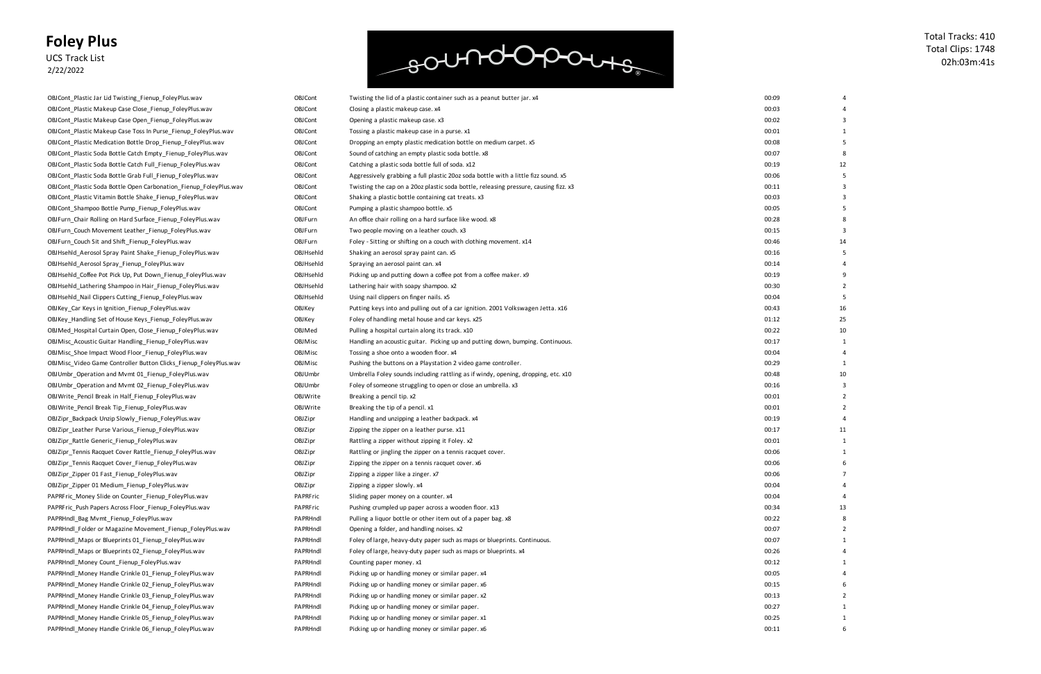# Foley Plus

UCS Track List
2/22/2022

Total Tracks: 410
Total Clips: 1748
02h:03m:41s

| | | | | |
|---|---|---|---|---|
| OBJCont_Plastic Jar Lid Twisting_Fienup_FoleyPlus.wav | OBJCont | Twisting the lid of a plastic container such as a peanut butter jar. x4 | 00:09 | 4 |
| OBJCont_Plastic Makeup Case Close_Fienup_FoleyPlus.wav | OBJCont | Closing a plastic makeup case. x4 | 00:03 | 4 |
| OBJCont_Plastic Makeup Case Open_Fienup_FoleyPlus.wav | OBJCont | Opening a plastic makeup case. x3 | 00:02 | 3 |
| OBJCont_Plastic Makeup Case Toss In Purse_Fienup_FoleyPlus.wav | OBJCont | Tossing a plastic makeup case in a purse. x1 | 00:01 | 1 |
| OBJCont_Plastic Medication Bottle Drop_Fienup_FoleyPlus.wav | OBJCont | Dropping an empty plastic medication bottle on medium carpet. x5 | 00:08 | 5 |
| OBJCont_Plastic Soda Bottle Catch Empty_Fienup_FoleyPlus.wav | OBJCont | Sound of catching an empty plastic soda bottle. x8 | 00:07 | 8 |
| OBJCont_Plastic Soda Bottle Catch Full_Fienup_FoleyPlus.wav | OBJCont | Catching a plastic soda bottle full of soda. x12 | 00:19 | 12 |
| OBJCont_Plastic Soda Bottle Grab Full_Fienup_FoleyPlus.wav | OBJCont | Aggressively grabbing a full plastic 20oz soda bottle with a little fizz sound. x5 | 00:06 | 5 |
| OBJCont_Plastic Soda Bottle Open Carbonation_Fienup_FoleyPlus.wav | OBJCont | Twisting the cap on a 20oz plastic soda bottle, releasing pressure, causing fizz. x3 | 00:11 | 3 |
| OBJCont_Plastic Vitamin Bottle Shake_Fienup_FoleyPlus.wav | OBJCont | Shaking a plastic bottle containing cat treats. x3 | 00:03 | 3 |
| OBJCont_Shampoo Bottle Pump_Fienup_FoleyPlus.wav | OBJCont | Pumping a plastic shampoo bottle. x5 | 00:05 | 5 |
| OBJFurn_Chair Rolling on Hard Surface_Fienup_FoleyPlus.wav | OBJFurn | An office chair rolling on a hard surface like wood. x8 | 00:28 | 8 |
| OBJFurn_Couch Movement Leather_Fienup_FoleyPlus.wav | OBJFurn | Two people moving on a leather couch. x3 | 00:15 | 3 |
| OBJFurn_Couch Sit and Shift_Fienup_FoleyPlus.wav | OBJFurn | Foley - Sitting or shifting on a couch with clothing movement. x14 | 00:46 | 14 |
| OBJHsehld_Aerosol Spray Paint Shake_Fienup_FoleyPlus.wav | OBJHsehld | Shaking an aerosol spray paint can. x5 | 00:16 | 5 |
| OBJHsehld_Aerosol Spray_Fienup_FoleyPlus.wav | OBJHsehld | Spraying an aerosol paint can. x4 | 00:14 | 4 |
| OBJHsehld_Coffee Pot Pick Up, Put Down_Fienup_FoleyPlus.wav | OBJHsehld | Picking up and putting down a coffee pot from a coffee maker. x9 | 00:19 | 9 |
| OBJHsehld_Lathering Shampoo in Hair_Fienup_FoleyPlus.wav | OBJHsehld | Lathering hair with soapy shampoo. x2 | 00:30 | 2 |
| OBJHsehld_Nail Clippers Cutting_Fienup_FoleyPlus.wav | OBJHsehld | Using nail clippers on finger nails. x5 | 00:04 | 5 |
| OBJKey_Car Keys in Ignition_Fienup_FoleyPlus.wav | OBJKey | Putting keys into and pulling out of a car ignition. 2001 Volkswagen Jetta. x16 | 00:43 | 16 |
| OBJKey_Handling Set of House Keys_Fienup_FoleyPlus.wav | OBJKey | Foley of handling metal house and car keys. x25 | 01:12 | 25 |
| OBJMed_Hospital Curtain Open, Close_Fienup_FoleyPlus.wav | OBJMed | Pulling a hospital curtain along its track. x10 | 00:22 | 10 |
| OBJMisc_Acoustic Guitar Handling_Fienup_FoleyPlus.wav | OBJMisc | Handling an acoustic guitar. Picking up and putting down, bumping. Continuous. | 00:17 | 1 |
| OBJMisc_Shoe Impact Wood Floor_Fienup_FoleyPlus.wav | OBJMisc | Tossing a shoe onto a wooden floor. x4 | 00:04 | 4 |
| OBJMisc_Video Game Controller Button Clicks_Fienup_FoleyPlus.wav | OBJMisc | Pushing the buttons on a Playstation 2 video game controller. | 00:29 | 1 |
| OBJUmbr_Operation and Mvmt 01_Fienup_FoleyPlus.wav | OBJUmbr | Umbrella Foley sounds including rattling as if windy, opening, dropping, etc. x10 | 00:48 | 10 |
| OBJUmbr_Operation and Mvmt 02_Fienup_FoleyPlus.wav | OBJUmbr | Foley of someone struggling to open or close an umbrella. x3 | 00:16 | 3 |
| OBJWrite_Pencil Break in Half_Fienup_FoleyPlus.wav | OBJWrite | Breaking a pencil tip. x2 | 00:01 | 2 |
| OBJWrite_Pencil Break Tip_Fienup_FoleyPlus.wav | OBJWrite | Breaking the tip of a pencil. x1 | 00:01 | 2 |
| OBJZipr_Backpack Unzip Slowly_Fienup_FoleyPlus.wav | OBJZipr | Handling and unzipping a leather backpack. x4 | 00:19 | 4 |
| OBJZipr_Leather Purse Various_Fienup_FoleyPlus.wav | OBJZipr | Zipping the zipper on a leather purse. x11 | 00:17 | 11 |
| OBJZipr_Rattle Generic_Fienup_FoleyPlus.wav | OBJZipr | Rattling a zipper without zipping it Foley. x2 | 00:01 | 1 |
| OBJZipr_Tennis Racquet Cover Rattle_Fienup_FoleyPlus.wav | OBJZipr | Rattling or jingling the zipper on a tennis racquet cover. | 00:06 | 1 |
| OBJZipr_Tennis Racquet Cover_Fienup_FoleyPlus.wav | OBJZipr | Zipping the zipper on a tennis racquet cover. x6 | 00:06 | 6 |
| OBJZipr_Zipper 01 Fast_Fienup_FoleyPlus.wav | OBJZipr | Zipping a zipper like a zinger. x7 | 00:06 | 7 |
| OBJZipr_Zipper 01 Medium_Fienup_FoleyPlus.wav | OBJZipr | Zipping a zipper slowly. x4 | 00:04 | 4 |
| PAPRFric_Money Slide on Counter_Fienup_FoleyPlus.wav | PAPRFric | Sliding paper money on a counter. x4 | 00:04 | 4 |
| PAPRFric_Push Papers Across Floor_Fienup_FoleyPlus.wav | PAPRFric | Pushing crumpled up paper across a wooden floor. x13 | 00:34 | 13 |
| PAPRHndl_Bag Mvmt_Fienup_FoleyPlus.wav | PAPRHndl | Pulling a liquor bottle or other item out of a paper bag. x8 | 00:22 | 8 |
| PAPRHndl_Folder or Magazine Movement_Fienup_FoleyPlus.wav | PAPRHndl | Opening a folder, and handling noises. x2 | 00:07 | 2 |
| PAPRHndl_Maps or Blueprints 01_Fienup_FoleyPlus.wav | PAPRHndl | Foley of large, heavy-duty paper such as maps or blueprints. Continuous. | 00:07 | 1 |
| PAPRHndl_Maps or Blueprints 02_Fienup_FoleyPlus.wav | PAPRHndl | Foley of large, heavy-duty paper such as maps or blueprints. x4 | 00:26 | 4 |
| PAPRHndl_Money Count_Fienup_FoleyPlus.wav | PAPRHndl | Counting paper money. x1 | 00:12 | 1 |
| PAPRHndl_Money Handle Crinkle 01_Fienup_FoleyPlus.wav | PAPRHndl | Picking up or handling money or similar paper. x4 | 00:05 | 4 |
| PAPRHndl_Money Handle Crinkle 02_Fienup_FoleyPlus.wav | PAPRHndl | Picking up or handling money or similar paper. x6 | 00:15 | 6 |
| PAPRHndl_Money Handle Crinkle 03_Fienup_FoleyPlus.wav | PAPRHndl | Picking up or handling money or similar paper. x2 | 00:13 | 2 |
| PAPRHndl_Money Handle Crinkle 04_Fienup_FoleyPlus.wav | PAPRHndl | Picking up or handling money or similar paper. | 00:27 | 1 |
| PAPRHndl_Money Handle Crinkle 05_Fienup_FoleyPlus.wav | PAPRHndl | Picking up or handling money or similar paper. x1 | 00:25 | 1 |
| PAPRHndl_Money Handle Crinkle 06_Fienup_FoleyPlus.wav | PAPRHndl | Picking up or handling money or similar paper. x6 | 00:11 | 6 |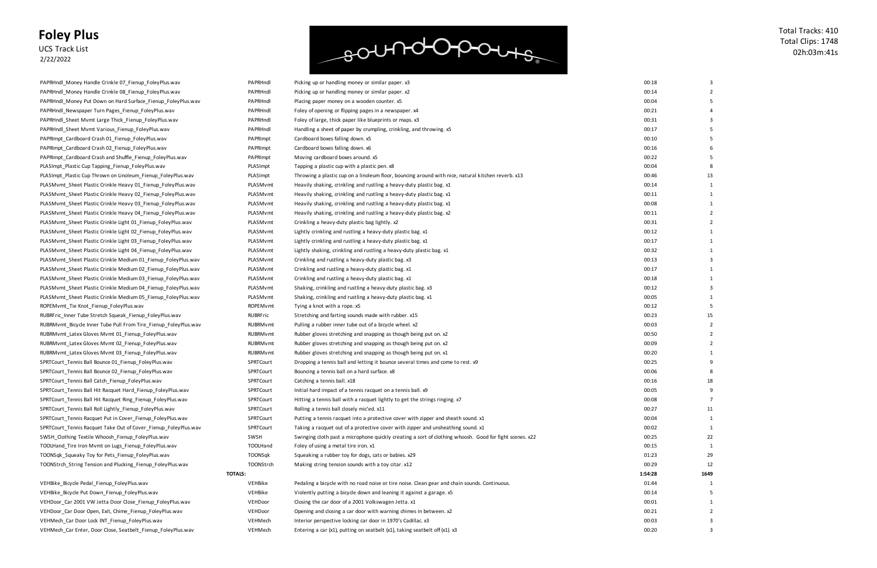# Foley Plus

UCS Track List
2/22/2022

Total Tracks: 410
Total Clips: 1748
02h:03m:41s

| | | | | |
|---|---|---|---|---|
| PAPRHndl_Money Handle Crinkle 07_Fienup_FoleyPlus.wav | PAPRHndl | Picking up or handling money or similar paper. x3 | 00:18 | 3 |
| PAPRHndl_Money Handle Crinkle 08_Fienup_FoleyPlus.wav | PAPRHndl | Picking up or handling money or similar paper. x2 | 00:14 | 2 |
| PAPRHndl_Money Put Down on Hard Surface_Fienup_FoleyPlus.wav | PAPRHndl | Placing paper money on a wooden counter. x5 | 00:04 | 5 |
| PAPRHndl_Newspaper Turn Pages_Fienup_FoleyPlus.wav | PAPRHndl | Foley of opening or flipping pages in a newspaper. x4 | 00:21 | 4 |
| PAPRHndl_Sheet Mvmt Large Thick_Fienup_FoleyPlus.wav | PAPRHndl | Foley of large, thick paper like blueprints or maps. x3 | 00:31 | 3 |
| PAPRHndl_Sheet Mvmt Various_Fienup_FoleyPlus.wav | PAPRHndl | Handling a sheet of paper by crumpling, crinkling, and throwing. x5 | 00:17 | 5 |
| PAPRImpt_Cardboard Crash 01_Fienup_FoleyPlus.wav | PAPRImpt | Cardboard boxes falling down. x5 | 00:10 | 5 |
| PAPRImpt_Cardboard Crash 02_Fienup_FoleyPlus.wav | PAPRImpt | Cardboard boxes falling down. x6 | 00:16 | 6 |
| PAPRImpt_Cardboard Crash and Shuffle_Fienup_FoleyPlus.wav | PAPRImpt | Moving cardboard boxes around. x5 | 00:22 | 5 |
| PLASImpt_Plastic Cup Tapping_Fienup_FoleyPlus.wav | PLASImpt | Tapping a plastic cup with a plastic pen. x8 | 00:04 | 8 |
| PLASImpt_Plastic Cup Thrown on Linoleum_Fienup_FoleyPlus.wav | PLASImpt | Throwing a plastic cup on a linoleum floor, bouncing around with nice, natural kitchen reverb. x13 | 00:46 | 13 |
| PLASMvmt_Sheet Plastic Crinkle Heavy 01_Fienup_FoleyPlus.wav | PLASMvmt | Heavily shaking, crinkling and rustling a heavy-duty plastic bag. x1 | 00:14 | 1 |
| PLASMvmt_Sheet Plastic Crinkle Heavy 02_Fienup_FoleyPlus.wav | PLASMvmt | Heavily shaking, crinkling and rustling a heavy-duty plastic bag. x1 | 00:11 | 1 |
| PLASMvmt_Sheet Plastic Crinkle Heavy 03_Fienup_FoleyPlus.wav | PLASMvmt | Heavily shaking, crinkling and rustling a heavy-duty plastic bag. x1 | 00:08 | 1 |
| PLASMvmt_Sheet Plastic Crinkle Heavy 04_Fienup_FoleyPlus.wav | PLASMvmt | Heavily shaking, crinkling and rustling a heavy-duty plastic bag. x2 | 00:11 | 2 |
| PLASMvmt_Sheet Plastic Crinkle Light 01_Fienup_FoleyPlus.wav | PLASMvmt | Crinkling a heavy-duty plastic bag lightly. x2 | 00:31 | 2 |
| PLASMvmt_Sheet Plastic Crinkle Light 02_Fienup_FoleyPlus.wav | PLASMvmt | Lightly crinkling and rustling a heavy-duty plastic bag. x1 | 00:12 | 1 |
| PLASMvmt_Sheet Plastic Crinkle Light 03_Fienup_FoleyPlus.wav | PLASMvmt | Lightly crinkling and rustling a heavy-duty plastic bag. x1 | 00:17 | 1 |
| PLASMvmt_Sheet Plastic Crinkle Light 04_Fienup_FoleyPlus.wav | PLASMvmt | Lightly shaking, crinkling and rustling a heavy-duty plastic bag. x1 | 00:32 | 1 |
| PLASMvmt_Sheet Plastic Crinkle Medium 01_Fienup_FoleyPlus.wav | PLASMvmt | Crinkling and rustling a heavy-duty plastic bag. x3 | 00:13 | 3 |
| PLASMvmt_Sheet Plastic Crinkle Medium 02_Fienup_FoleyPlus.wav | PLASMvmt | Crinkling and rustling a heavy-duty plastic bag. x1 | 00:17 | 1 |
| PLASMvmt_Sheet Plastic Crinkle Medium 03_Fienup_FoleyPlus.wav | PLASMvmt | Crinkling and rustling a heavy-duty plastic bag. x1 | 00:18 | 1 |
| PLASMvmt_Sheet Plastic Crinkle Medium 04_Fienup_FoleyPlus.wav | PLASMvmt | Shaking, crinkling and rustling a heavy-duty plastic bag. x3 | 00:12 | 3 |
| PLASMvmt_Sheet Plastic Crinkle Medium 05_Fienup_FoleyPlus.wav | PLASMvmt | Shaking, crinkling and rustling a heavy-duty plastic bag. x1 | 00:05 | 1 |
| ROPEMvmt_Tie Knot_Fienup_FoleyPlus.wav | ROPEMvmt | Tying a knot with a rope. x5 | 00:12 | 5 |
| RUBRFric_Inner Tube Stretch Squeak_Fienup_FoleyPlus.wav | RUBRFric | Stretching and farting sounds made with rubber. x15 | 00:23 | 15 |
| RUBRMvmt_Bicycle Inner Tube Pull From Tire_Fienup_FoleyPlus.wav | RUBRMvmt | Pulling a rubber inner tube out of a bicycle wheel. x2 | 00:03 | 2 |
| RUBRMvmt_Latex Gloves Mvmt 01_Fienup_FoleyPlus.wav | RUBRMvmt | Rubber gloves stretching and snapping as though being put on. x2 | 00:50 | 2 |
| RUBRMvmt_Latex Gloves Mvmt 02_Fienup_FoleyPlus.wav | RUBRMvmt | Rubber gloves stretching and snapping as though being put on. x2 | 00:09 | 2 |
| RUBRMvmt_Latex Gloves Mvmt 03_Fienup_FoleyPlus.wav | RUBRMvmt | Rubber gloves stretching and snapping as though being put on. x1 | 00:20 | 1 |
| SPRTCourt_Tennis Ball Bounce 01_Fienup_FoleyPlus.wav | SPRTCourt | Dropping a tennis ball and letting it bounce several times and come to rest. x9 | 00:25 | 9 |
| SPRTCourt_Tennis Ball Bounce 02_Fienup_FoleyPlus.wav | SPRTCourt | Bouncing a tennis ball on a hard surface. x8 | 00:06 | 8 |
| SPRTCourt_Tennis Ball Catch_Fienup_FoleyPlus.wav | SPRTCourt | Catching a tennis ball. x18 | 00:16 | 18 |
| SPRTCourt_Tennis Ball Hit Racquet Hard_Fienup_FoleyPlus.wav | SPRTCourt | Initial hard impact of a tennis racquet on a tennis ball. x9 | 00:05 | 9 |
| SPRTCourt_Tennis Ball Hit Racquet Ring_Fienup_FoleyPlus.wav | SPRTCourt | Hitting a tennis ball with a racquet lightly to get the strings ringing. x7 | 00:08 | 7 |
| SPRTCourt_Tennis Ball Roll Lightly_Fienup_FoleyPlus.wav | SPRTCourt | Rolling a tennis ball closely mic'ed. x11 | 00:27 | 11 |
| SPRTCourt_Tennis Racquet Put in Cover_Fienup_FoleyPlus.wav | SPRTCourt | Putting a tennis racquet into a protective cover with zipper and sheath sound. x1 | 00:04 | 1 |
| SPRTCourt_Tennis Racquet Take Out of Cover_Fienup_FoleyPlus.wav | SPRTCourt | Taking a racquet out of a protective cover with zipper and unsheathing sound. x1 | 00:02 | 1 |
| SWSH_Clothing Textile Whoosh_Fienup_FoleyPlus.wav | SWSH | Swinging cloth past a microphone quickly creating a sort of clothing whoosh. Good for fight scenes. x22 | 00:25 | 22 |
| TOOLHand_Tire Iron Mvmt on Lugs_Fienup_FoleyPlus.wav | TOOLHand | Foley of using a metal tire iron. x1 | 00:15 | 1 |
| TOONSqk_Squeaky Toy for Pets_Fienup_FoleyPlus.wav | TOONSqk | Squeaking a rubber toy for dogs, cats or babies. x29 | 01:23 | 29 |
| TOONStrch_String Tension and Plucking_Fienup_FoleyPlus.wav | TOONStrch | Making string tension sounds with a toy citar. x12 | 00:29 | 12 |
| | **TOTALS:** | | **1:54:28** | **1649** |
| VEHBike_Bicycle Pedal_Fienup_FoleyPlus.wav | VEHBike | Pedaling a bicycle with no road noise or tire noise. Clean gear and chain sounds. Continuous. | 01:44 | 1 |
| VEHBike_Bicycle Put Down_Fienup_FoleyPlus.wav | VEHBike | Violently putting a bicycle down and leaning it against a garage. x5 | 00:14 | 5 |
| VEHDoor_Car 2001 VW Jetta Door Close_Fienup_FoleyPlus.wav | VEHDoor | Closing the car door of a 2001 Volkswagen Jetta. x1 | 00:01 | 1 |
| VEHDoor_Car Door Open, Exit, Chime_Fienup_FoleyPlus.wav | VEHDoor | Opening and closing a car door with warning chimes in between. x2 | 00:21 | 2 |
| VEHMech_Car Door Lock INT_Fienup_FoleyPlus.wav | VEHMech | Interior perspective locking car door in 1970's Cadillac. x3 | 00:03 | 3 |
| VEHMech_Car Enter, Door Close, Seatbelt_Fienup_FoleyPlus.wav | VEHMech | Entering a car (x1), putting on seatbelt (x1), taking seatbelt off (x1). x3 | 00:20 | 3 |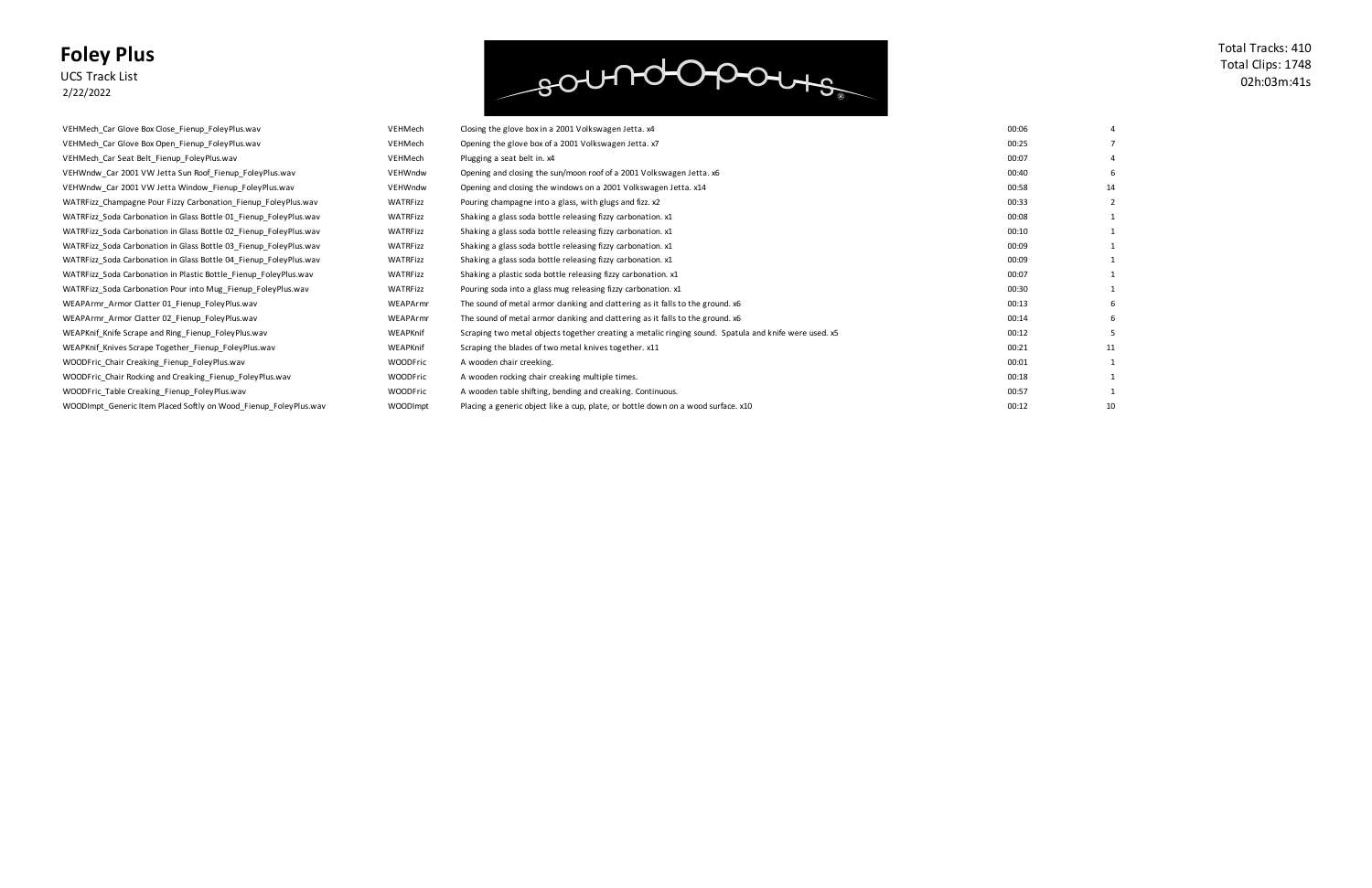# Foley Plus

UCS Track List
2/22/2022

Total Tracks: 410
Total Clips: 1748
02h:03m:41s

| | | | | |
|---|---|---|---|---|
| VEHMech_Car Glove Box Close_Fienup_FoleyPlus.wav | VEHMech | Closing the glove box in a 2001 Volkswagen Jetta. x4 | 00:06 | 4 |
| VEHMech_Car Glove Box Open_Fienup_FoleyPlus.wav | VEHMech | Opening the glove box of a 2001 Volkswagen Jetta. x7 | 00:25 | 7 |
| VEHMech_Car Seat Belt_Fienup_FoleyPlus.wav | VEHMech | Plugging a seat belt in. x4 | 00:07 | 4 |
| VEHWndw_Car 2001 VW Jetta Sun Roof_Fienup_FoleyPlus.wav | VEHWndw | Opening and closing the sun/moon roof of a 2001 Volkswagen Jetta. x6 | 00:40 | 6 |
| VEHWndw_Car 2001 VW Jetta Window_Fienup_FoleyPlus.wav | VEHWndw | Opening and closing the windows on a 2001 Volkswagen Jetta. x14 | 00:58 | 14 |
| WATRFizz_Champagne Pour Fizzy Carbonation_Fienup_FoleyPlus.wav | WATRFizz | Pouring champagne into a glass, with glugs and fizz. x2 | 00:33 | 2 |
| WATRFizz_Soda Carbonation in Glass Bottle 01_Fienup_FoleyPlus.wav | WATRFizz | Shaking a glass soda bottle releasing fizzy carbonation. x1 | 00:08 | 1 |
| WATRFizz_Soda Carbonation in Glass Bottle 02_Fienup_FoleyPlus.wav | WATRFizz | Shaking a glass soda bottle releasing fizzy carbonation. x1 | 00:10 | 1 |
| WATRFizz_Soda Carbonation in Glass Bottle 03_Fienup_FoleyPlus.wav | WATRFizz | Shaking a glass soda bottle releasing fizzy carbonation. x1 | 00:09 | 1 |
| WATRFizz_Soda Carbonation in Glass Bottle 04_Fienup_FoleyPlus.wav | WATRFizz | Shaking a glass soda bottle releasing fizzy carbonation. x1 | 00:09 | 1 |
| WATRFizz_Soda Carbonation in Plastic Bottle_Fienup_FoleyPlus.wav | WATRFizz | Shaking a plastic soda bottle releasing fizzy carbonation. x1 | 00:07 | 1 |
| WATRFizz_Soda Carbonation Pour into Mug_Fienup_FoleyPlus.wav | WATRFizz | Pouring soda into a glass mug releasing fizzy carbonation. x1 | 00:30 | 1 |
| WEAPArmr_Armor Clatter 01_Fienup_FoleyPlus.wav | WEAPArmr | The sound of metal armor clanking and clattering as it falls to the ground. x6 | 00:13 | 6 |
| WEAPArmr_Armor Clatter 02_Fienup_FoleyPlus.wav | WEAPArmr | The sound of metal armor clanking and clattering as it falls to the ground. x6 | 00:14 | 6 |
| WEAPKnif_Knife Scrape and Ring_Fienup_FoleyPlus.wav | WEAPKnif | Scraping two metal objects together creating a metalic ringing sound. Spatula and knife were used. x5 | 00:12 | 5 |
| WEAPKnif_Knives Scrape Together_Fienup_FoleyPlus.wav | WEAPKnif | Scraping the blades of two metal knives together. x11 | 00:21 | 11 |
| WOODFric_Chair Creaking_Fienup_FoleyPlus.wav | WOODFric | A wooden chair creeking. | 00:01 | 1 |
| WOODFric_Chair Rocking and Creaking_Fienup_FoleyPlus.wav | WOODFric | A wooden rocking chair creaking multiple times. | 00:18 | 1 |
| WOODFric_Table Creaking_Fienup_FoleyPlus.wav | WOODFric | A wooden table shifting, bending and creaking. Continuous. | 00:57 | 1 |
| WOODImpt_Generic Item Placed Softly on Wood_Fienup_FoleyPlus.wav | WOODImpt | Placing a generic object like a cup, plate, or bottle down on a wood surface. x10 | 00:12 | 10 |